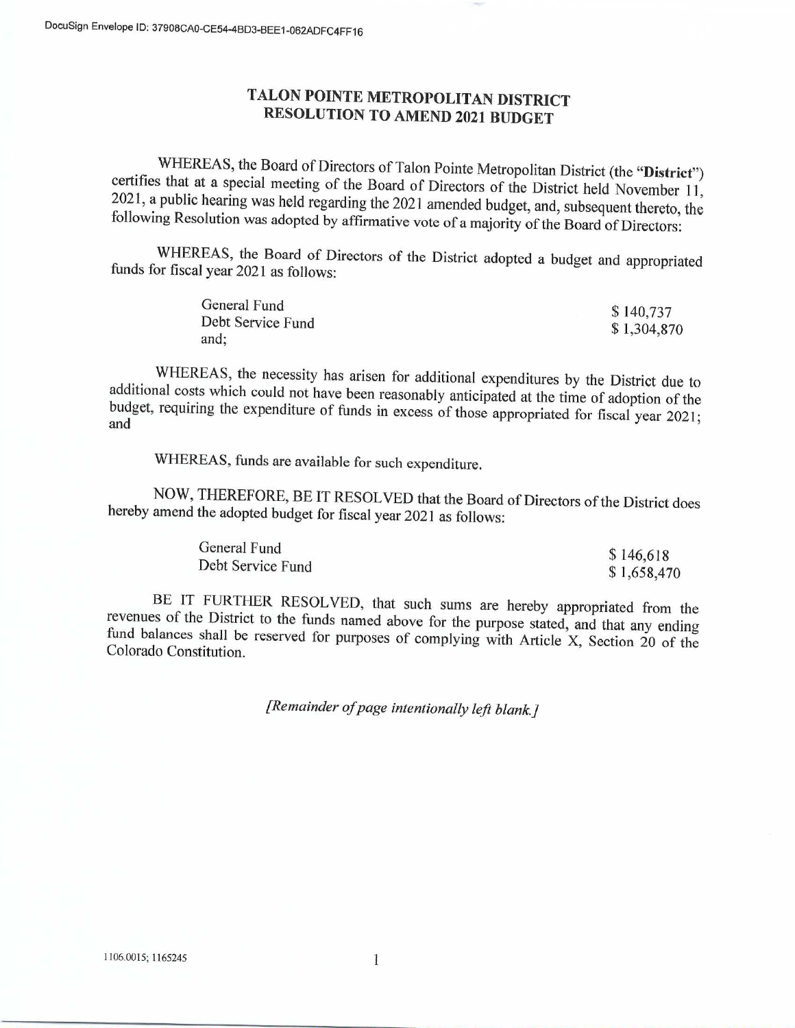DocuSign Envelope ID: 37908CA0-CE54-4BD3-BEE1-062ADFC4FF16

# TALON POINTE METROPOLITAN DISTRICT
## RESOLUTION TO AMEND 2021 BUDGET

WHEREAS, the Board of Directors of Talon Pointe Metropolitan District (the "**District**") certifies that at a special meeting of the Board of Directors of the District held November 11, 2021, a public hearing was held regarding the 2021 amended budget, and, subsequent thereto, the following Resolution was adopted by affirmative vote of a majority of the Board of Directors:

WHEREAS, the Board of Directors of the District adopted a budget and appropriated funds for fiscal year 2021 as follows:

| | |
|---|---|
| General Fund | $ 140,737 |
| Debt Service Fund | $ 1,304,870 |
| and; | |

WHEREAS, the necessity has arisen for additional expenditures by the District due to additional costs which could not have been reasonably anticipated at the time of adoption of the budget, requiring the expenditure of funds in excess of those appropriated for fiscal year 2021; and

WHEREAS, funds are available for such expenditure.

NOW, THEREFORE, BE IT RESOLVED that the Board of Directors of the District does hereby amend the adopted budget for fiscal year 2021 as follows:

| | |
|---|---|
| General Fund | $ 146,618 |
| Debt Service Fund | $ 1,658,470 |

BE IT FURTHER RESOLVED, that such sums are hereby appropriated from the revenues of the District to the funds named above for the purpose stated, and that any ending fund balances shall be reserved for purposes of complying with Article X, Section 20 of the Colorado Constitution.

*[Remainder of page intentionally left blank.]*

1106.0015; 1165245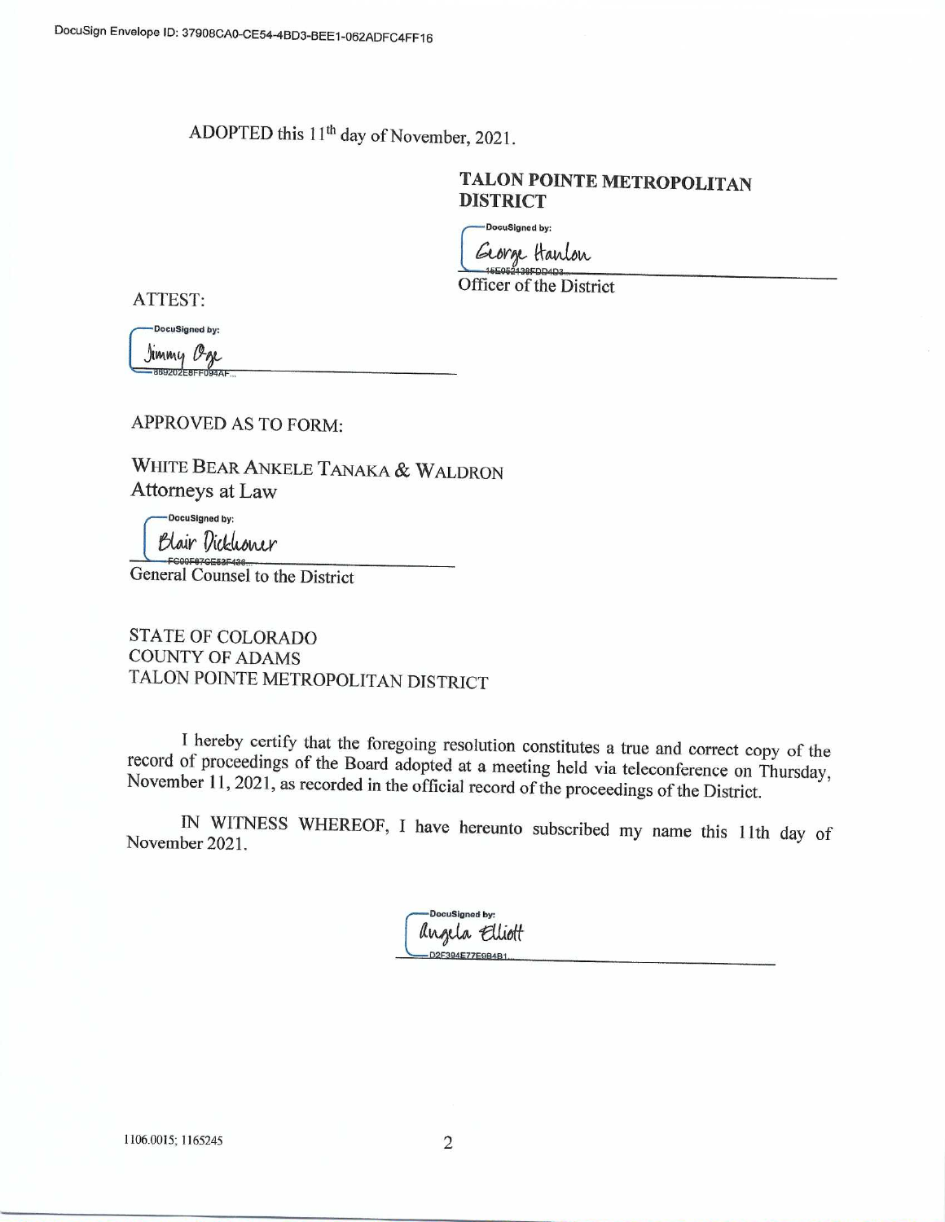DocuSign Envelope ID: 37908CA0-CE54-4BD3-BEE1-062ADFC4FF16

ADOPTED this 11th day of November, 2021.

**TALON POINTE METROPOLITAN DISTRICT**

DocuSigned by:
George Hanlon
15E052438FDD4D3...

Officer of the District

ATTEST:

DocuSigned by:
Jimmy Oge
889202E8FF094AF...

APPROVED AS TO FORM:

WHITE BEAR ANKELE TANAKA & WALDRON
Attorneys at Law

DocuSigned by:
Blair Dickhoner
FC00F87CE53F438...

General Counsel to the District

STATE OF COLORADO
COUNTY OF ADAMS
TALON POINTE METROPOLITAN DISTRICT

I hereby certify that the foregoing resolution constitutes a true and correct copy of the record of proceedings of the Board adopted at a meeting held via teleconference on Thursday, November 11, 2021, as recorded in the official record of the proceedings of the District.

IN WITNESS WHEREOF, I have hereunto subscribed my name this 11th day of November 2021.

DocuSigned by:
Angela Elliott
D2F394E77E9B4B1...

1106.0015; 1165245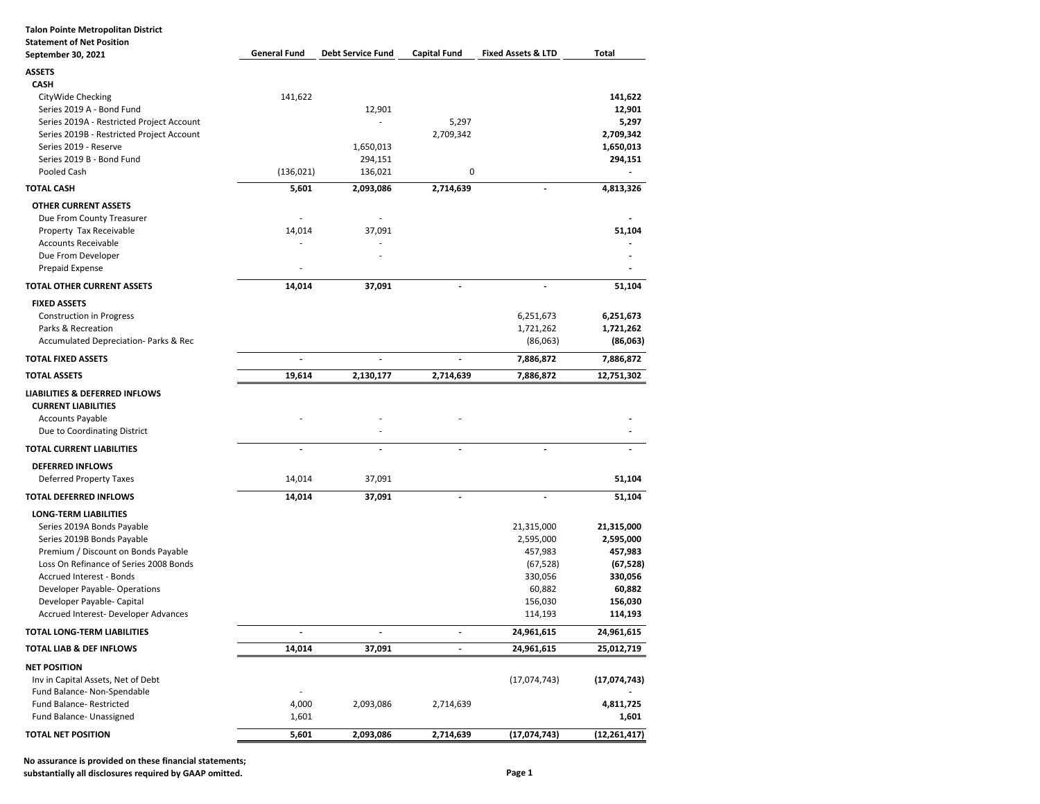**Talon Pointe Metropolitan District**
**Statement of Net Position**
**September 30, 2021**

| | General Fund | Debt Service Fund | Capital Fund | Fixed Assets & LTD | Total |
|---|---|---|---|---|---|
| **ASSETS** | | | | | |
| **CASH** | | | | | |
| CityWide Checking | 141,622 | | | | **141,622** |
| Series 2019 A - Bond Fund | | 12,901 | | | **12,901** |
| Series 2019A - Restricted Project Account | | - | 5,297 | | **5,297** |
| Series 2019B - Restricted Project Account | | | 2,709,342 | | **2,709,342** |
| Series 2019 - Reserve | | 1,650,013 | | | **1,650,013** |
| Series 2019 B - Bond Fund | | 294,151 | | | **294,151** |
| Pooled Cash | (136,021) | 136,021 | 0 | | **-** |
| **TOTAL CASH** | **5,601** | **2,093,086** | **2,714,639** | **-** | **4,813,326** |
| **OTHER CURRENT ASSETS** | | | | | |
| Due From County Treasurer | - | - | | | **-** |
| Property Tax Receivable | 14,014 | 37,091 | | | **51,104** |
| Accounts Receivable | - | - | | | **-** |
| Due From Developer | | - | | | **-** |
| Prepaid Expense | - | | | | **-** |
| **TOTAL OTHER CURRENT ASSETS** | **14,014** | **37,091** | **-** | **-** | **51,104** |
| **FIXED ASSETS** | | | | | |
| Construction in Progress | | | | 6,251,673 | **6,251,673** |
| Parks & Recreation | | | | 1,721,262 | **1,721,262** |
| Accumulated Depreciation- Parks & Rec | | | | (86,063) | **(86,063)** |
| **TOTAL FIXED ASSETS** | **-** | **-** | **-** | **7,886,872** | **7,886,872** |
| **TOTAL ASSETS** | **19,614** | **2,130,177** | **2,714,639** | **7,886,872** | **12,751,302** |
| **LIABILITIES & DEFERRED INFLOWS** | | | | | |
| **CURRENT LIABILITIES** | | | | | |
| Accounts Payable | - | - | - | | **-** |
| Due to Coordinating District | | - | | | **-** |
| **TOTAL CURRENT LIABILITIES** | **-** | **-** | **-** | **-** | **-** |
| **DEFERRED INFLOWS** | | | | | |
| Deferred Property Taxes | 14,014 | 37,091 | | | **51,104** |
| **TOTAL DEFERRED INFLOWS** | **14,014** | **37,091** | **-** | **-** | **51,104** |
| **LONG-TERM LIABILITIES** | | | | | |
| Series 2019A Bonds Payable | | | | 21,315,000 | **21,315,000** |
| Series 2019B Bonds Payable | | | | 2,595,000 | **2,595,000** |
| Premium / Discount on Bonds Payable | | | | 457,983 | **457,983** |
| Loss On Refinance of Series 2008 Bonds | | | | (67,528) | **(67,528)** |
| Accrued Interest - Bonds | | | | 330,056 | **330,056** |
| Developer Payable- Operations | | | | 60,882 | **60,882** |
| Developer Payable- Capital | | | | 156,030 | **156,030** |
| Accrued Interest- Developer Advances | | | | 114,193 | **114,193** |
| **TOTAL LONG-TERM LIABILITIES** | **-** | **-** | **-** | **24,961,615** | **24,961,615** |
| **TOTAL LIAB & DEF INFLOWS** | **14,014** | **37,091** | **-** | **24,961,615** | **25,012,719** |
| **NET POSITION** | | | | | |
| Inv in Capital Assets, Net of Debt | | | | (17,074,743) | **(17,074,743)** |
| Fund Balance- Non-Spendable | - | | | | **-** |
| Fund Balance- Restricted | 4,000 | 2,093,086 | 2,714,639 | | **4,811,725** |
| Fund Balance- Unassigned | 1,601 | | | | **1,601** |
| **TOTAL NET POSITION** | **5,601** | **2,093,086** | **2,714,639** | **(17,074,743)** | **(12,261,417)** |

**No assurance is provided on these financial statements; substantially all disclosures required by GAAP omitted.**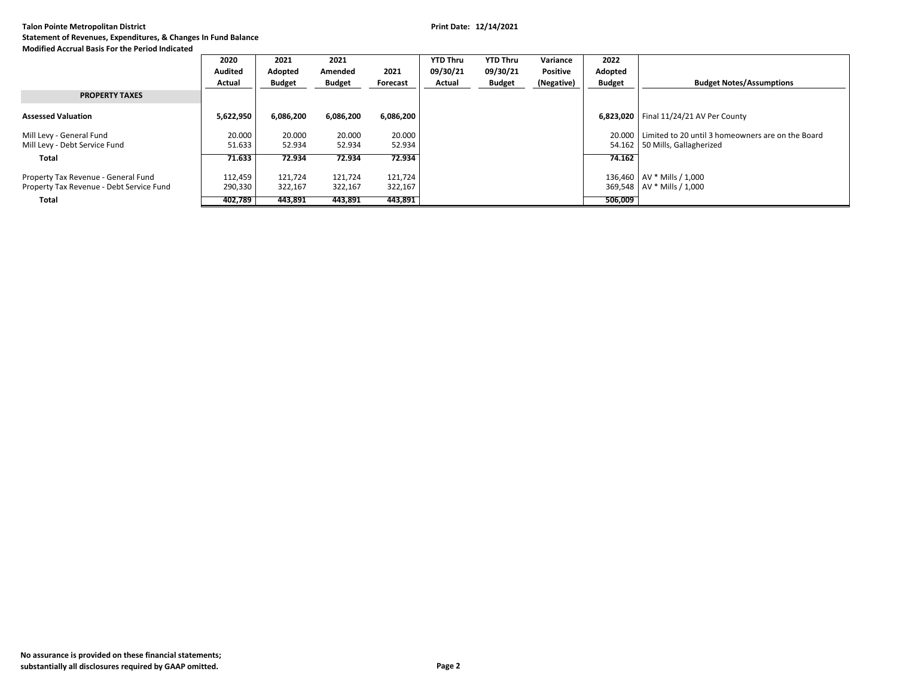**Talon Pointe Metropolitan District**
**Statement of Revenues, Expenditures, & Changes In Fund Balance**
**Modified Accrual Basis For the Period Indicated**

**Print Date: 12/14/2021**

| | 2020 Audited Actual | 2021 Adopted Budget | 2021 Amended Budget | 2021 Forecast | YTD Thru 09/30/21 Actual | YTD Thru 09/30/21 Budget | Variance Positive (Negative) | 2022 Adopted Budget | Budget Notes/Assumptions |
|---|---|---|---|---|---|---|---|---|---|
| **PROPERTY TAXES** | | | | | | | | | |
| **Assessed Valuation** | **5,622,950** | **6,086,200** | **6,086,200** | **6,086,200** | | | | **6,823,020** | Final 11/24/21 AV Per County |
| Mill Levy - General Fund | 20.000 | 20.000 | 20.000 | 20.000 | | | | 20.000 | Limited to 20 until 3 homeowners are on the Board |
| Mill Levy - Debt Service Fund | 51.633 | 52.934 | 52.934 | 52.934 | | | | 54.162 | 50 Mills, Gallagherized |
| **Total** | **71.633** | **72.934** | **72.934** | **72.934** | | | | **74.162** | |
| Property Tax Revenue - General Fund | 112,459 | 121,724 | 121,724 | 121,724 | | | | 136,460 | AV * Mills / 1,000 |
| Property Tax Revenue - Debt Service Fund | 290,330 | 322,167 | 322,167 | 322,167 | | | | 369,548 | AV * Mills / 1,000 |
| **Total** | **402,789** | **443,891** | **443,891** | **443,891** | | | | **506,009** | |

**No assurance is provided on these financial statements; substantially all disclosures required by GAAP omitted.**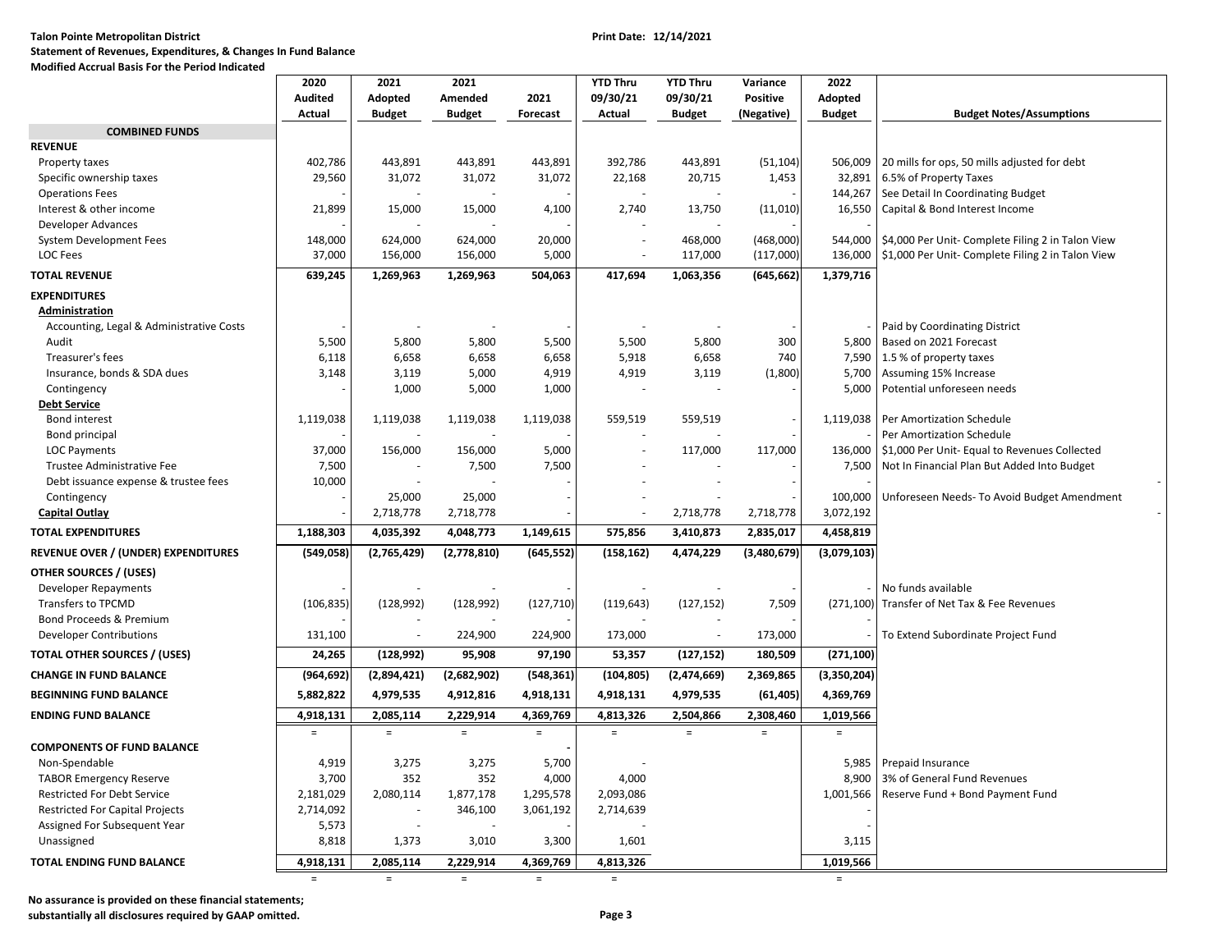**Talon Pointe Metropolitan District**
**Statement of Revenues, Expenditures, & Changes In Fund Balance**
**Modified Accrual Basis For the Period Indicated**

Print Date: 12/14/2021

| | 2020 Audited Actual | 2021 Adopted Budget | 2021 Amended Budget | 2021 Forecast | YTD Thru 09/30/21 Actual | YTD Thru 09/30/21 Budget | Variance Positive (Negative) | 2022 Adopted Budget | Budget Notes/Assumptions |
|---|---|---|---|---|---|---|---|---|---|
| **COMBINED FUNDS** | | | | | | | | | |
| **REVENUE** | | | | | | | | | |
| Property taxes | 402,786 | 443,891 | 443,891 | 443,891 | 392,786 | 443,891 | (51,104) | 506,009 | 20 mills for ops, 50 mills adjusted for debt |
| Specific ownership taxes | 29,560 | 31,072 | 31,072 | 31,072 | 22,168 | 20,715 | 1,453 | 32,891 | 6.5% of Property Taxes |
| Operations Fees | - | - | - | - | - | - | - | 144,267 | See Detail In Coordinating Budget |
| Interest & other income | 21,899 | 15,000 | 15,000 | 4,100 | 2,740 | 13,750 | (11,010) | 16,550 | Capital & Bond Interest Income |
| Developer Advances | - | - | - | - | - | - | - | - | |
| System Development Fees | 148,000 | 624,000 | 624,000 | 20,000 | - | 468,000 | (468,000) | 544,000 | $4,000 Per Unit- Complete Filing 2 in Talon View |
| LOC Fees | 37,000 | 156,000 | 156,000 | 5,000 | - | 117,000 | (117,000) | 136,000 | $1,000 Per Unit- Complete Filing 2 in Talon View |
| **TOTAL REVENUE** | **639,245** | **1,269,963** | **1,269,963** | **504,063** | **417,694** | **1,063,356** | **(645,662)** | **1,379,716** | |
| **EXPENDITURES** | | | | | | | | | |
| **Administration** | | | | | | | | | |
| Accounting, Legal & Administrative Costs | - | - | - | - | - | - | - | - | Paid by Coordinating District |
| Audit | 5,500 | 5,800 | 5,800 | 5,500 | 5,500 | 5,800 | 300 | 5,800 | Based on 2021 Forecast |
| Treasurer's fees | 6,118 | 6,658 | 6,658 | 6,658 | 5,918 | 6,658 | 740 | 7,590 | 1.5 % of property taxes |
| Insurance, bonds & SDA dues | 3,148 | 3,119 | 5,000 | 4,919 | 4,919 | 3,119 | (1,800) | 5,700 | Assuming 15% Increase |
| Contingency | - | 1,000 | 5,000 | 1,000 | - | - | - | 5,000 | Potential unforeseen needs |
| **Debt Service** | | | | | | | | | |
| Bond interest | 1,119,038 | 1,119,038 | 1,119,038 | 1,119,038 | 559,519 | 559,519 | - | 1,119,038 | Per Amortization Schedule |
| Bond principal | - | - | - | - | - | - | - | - | Per Amortization Schedule |
| LOC Payments | 37,000 | 156,000 | 156,000 | 5,000 | - | 117,000 | 117,000 | 136,000 | $1,000 Per Unit- Equal to Revenues Collected |
| Trustee Administrative Fee | 7,500 | - | 7,500 | 7,500 | - | - | - | 7,500 | Not In Financial Plan But Added Into Budget |
| Debt issuance expense & trustee fees | 10,000 | - | - | - | - | - | - | - | - |
| Contingency | - | 25,000 | 25,000 | - | - | - | - | 100,000 | Unforeseen Needs- To Avoid Budget Amendment |
| **Capital Outlay** | - | 2,718,778 | 2,718,778 | - | - | 2,718,778 | 2,718,778 | 3,072,192 | - |
| **TOTAL EXPENDITURES** | **1,188,303** | **4,035,392** | **4,048,773** | **1,149,615** | **575,856** | **3,410,873** | **2,835,017** | **4,458,819** | |
| **REVENUE OVER / (UNDER) EXPENDITURES** | **(549,058)** | **(2,765,429)** | **(2,778,810)** | **(645,552)** | **(158,162)** | **4,474,229** | **(3,480,679)** | **(3,079,103)** | |
| **OTHER SOURCES / (USES)** | | | | | | | | | |
| Developer Repayments | - | - | - | - | - | - | - | - | No funds available |
| Transfers to TPCMD | (106,835) | (128,992) | (128,992) | (127,710) | (119,643) | (127,152) | 7,509 | (271,100) | Transfer of Net Tax & Fee Revenues |
| Bond Proceeds & Premium | - | - | - | - | - | - | - | - | |
| Developer Contributions | 131,100 | - | 224,900 | 224,900 | 173,000 | - | 173,000 | - | To Extend Subordinate Project Fund |
| **TOTAL OTHER SOURCES / (USES)** | **24,265** | **(128,992)** | **95,908** | **97,190** | **53,357** | **(127,152)** | **180,509** | **(271,100)** | |
| **CHANGE IN FUND BALANCE** | **(964,692)** | **(2,894,421)** | **(2,682,902)** | **(548,361)** | **(104,805)** | **(2,474,669)** | **2,369,865** | **(3,350,204)** | |
| **BEGINNING FUND BALANCE** | **5,882,822** | **4,979,535** | **4,912,816** | **4,918,131** | **4,918,131** | **4,979,535** | **(61,405)** | **4,369,769** | |
| **ENDING FUND BALANCE** | **4,918,131** | **2,085,114** | **2,229,914** | **4,369,769** | **4,813,326** | **2,504,866** | **2,308,460** | **1,019,566** | |
| | = | = | = | = | = | = | = | = | |
| **COMPONENTS OF FUND BALANCE** | | | | - | | | | | |
| Non-Spendable | 4,919 | 3,275 | 3,275 | 5,700 | - | | | 5,985 | Prepaid Insurance |
| TABOR Emergency Reserve | 3,700 | 352 | 352 | 4,000 | 4,000 | | | 8,900 | 3% of General Fund Revenues |
| Restricted For Debt Service | 2,181,029 | 2,080,114 | 1,877,178 | 1,295,578 | 2,093,086 | | | 1,001,566 | Reserve Fund + Bond Payment Fund |
| Restricted For Capital Projects | 2,714,092 | - | 346,100 | 3,061,192 | 2,714,639 | | | - | |
| Assigned For Subsequent Year | 5,573 | - | - | - | - | | | - | |
| Unassigned | 8,818 | 1,373 | 3,010 | 3,300 | 1,601 | | | 3,115 | |
| **TOTAL ENDING FUND BALANCE** | **4,918,131** | **2,085,114** | **2,229,914** | **4,369,769** | **4,813,326** | | | **1,019,566** | |
| | = | = | = | = | = | | | = | |

**No assurance is provided on these financial statements; substantially all disclosures required by GAAP omitted.**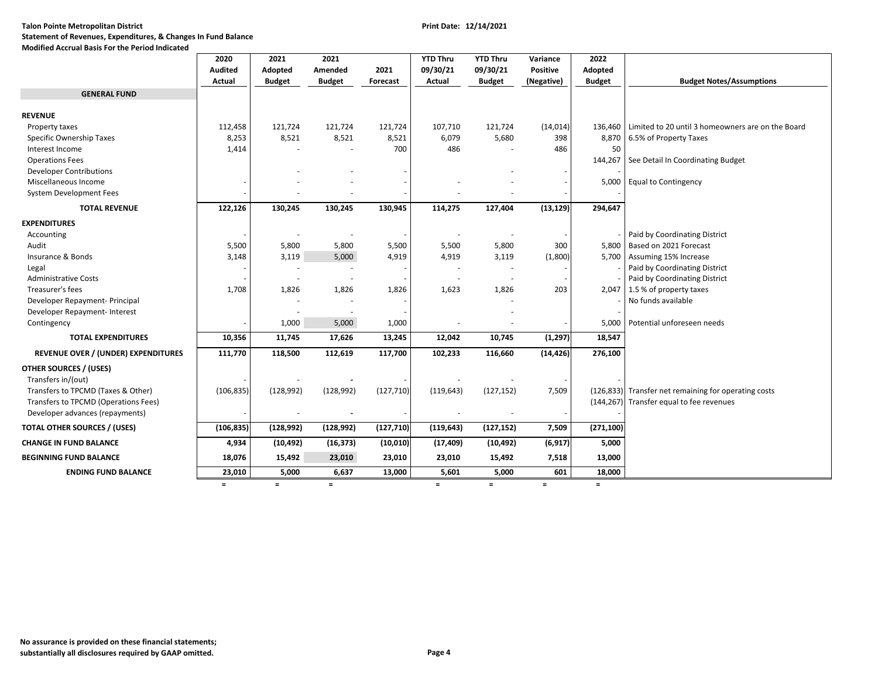**Talon Pointe Metropolitan District**
**Statement of Revenues, Expenditures, & Changes In Fund Balance**
**Modified Accrual Basis For the Period Indicated**

**Print Date: 12/14/2021**

| | 2020 Audited Actual | 2021 Adopted Budget | 2021 Amended Budget | 2021 Forecast | YTD Thru 09/30/21 Actual | YTD Thru 09/30/21 Budget | Variance Positive (Negative) | 2022 Adopted Budget | Budget Notes/Assumptions |
|---|---|---|---|---|---|---|---|---|---|
| **GENERAL FUND** | | | | | | | | | |
| **REVENUE** | | | | | | | | | |
| Property taxes | 112,458 | 121,724 | 121,724 | 121,724 | 107,710 | 121,724 | (14,014) | 136,460 | Limited to 20 until 3 homeowners are on the Board |
| Specific Ownership Taxes | 8,253 | 8,521 | 8,521 | 8,521 | 6,079 | 5,680 | 398 | 8,870 | 6.5% of Property Taxes |
| Interest Income | 1,414 | - | - | 700 | 486 | - | 486 | 50 | |
| Operations Fees | | | | | | | | 144,267 | See Detail In Coordinating Budget |
| Developer Contributions | | - | - | - | | - | - | - | |
| Miscellaneous Income | - | - | - | - | - | - | - | 5,000 | Equal to Contingency |
| System Development Fees | - | - | - | - | - | - | - | - | |
| **TOTAL REVENUE** | **122,126** | **130,245** | **130,245** | **130,945** | **114,275** | **127,404** | **(13,129)** | **294,647** | |
| **EXPENDITURES** | | | | | | | | | |
| Accounting | - | - | - | - | - | - | - | - | Paid by Coordinating District |
| Audit | 5,500 | 5,800 | 5,800 | 5,500 | 5,500 | 5,800 | 300 | 5,800 | Based on 2021 Forecast |
| Insurance & Bonds | 3,148 | 3,119 | 5,000 | 4,919 | 4,919 | 3,119 | (1,800) | 5,700 | Assuming 15% Increase |
| Legal | - | - | - | - | - | - | - | - | Paid by Coordinating District |
| Administrative Costs | - | - | - | - | - | - | - | - | Paid by Coordinating District |
| Treasurer's fees | 1,708 | 1,826 | 1,826 | 1,826 | 1,623 | 1,826 | 203 | 2,047 | 1.5 % of property taxes |
| Developer Repayment- Principal | | - | - | - | | - | | - | No funds available |
| Developer Repayment- Interest | | - | - | - | | - | | - | |
| Contingency | - | 1,000 | 5,000 | 1,000 | - | - | - | 5,000 | Potential unforeseen needs |
| **TOTAL EXPENDITURES** | **10,356** | **11,745** | **17,626** | **13,245** | **12,042** | **10,745** | **(1,297)** | **18,547** | |
| **REVENUE OVER / (UNDER) EXPENDITURES** | **111,770** | **118,500** | **112,619** | **117,700** | **102,233** | **116,660** | **(14,426)** | **276,100** | |
| **OTHER SOURCES / (USES)** | | | | | | | | | |
| Transfers in/(out) | - | - | - | - | - | - | - | - | |
| Transfers to TPCMD (Taxes & Other) | (106,835) | (128,992) | (128,992) | (127,710) | (119,643) | (127,152) | 7,509 | (126,833) | Transfer net remaining for operating costs |
| Transfers to TPCMD (Operations Fees) | | | | | | | | (144,267) | Transfer equal to fee revenues |
| Developer advances (repayments) | - | - | - | - | - | - | - | - | |
| **TOTAL OTHER SOURCES / (USES)** | **(106,835)** | **(128,992)** | **(128,992)** | **(127,710)** | **(119,643)** | **(127,152)** | **7,509** | **(271,100)** | |
| **CHANGE IN FUND BALANCE** | **4,934** | **(10,492)** | **(16,373)** | **(10,010)** | **(17,409)** | **(10,492)** | **(6,917)** | **5,000** | |
| **BEGINNING FUND BALANCE** | **18,076** | **15,492** | **23,010** | **23,010** | **23,010** | **15,492** | **7,518** | **13,000** | |
| **ENDING FUND BALANCE** | **23,010** | **5,000** | **6,637** | **13,000** | **5,601** | **5,000** | **601** | **18,000** | |

**No assurance is provided on these financial statements; substantially all disclosures required by GAAP omitted.**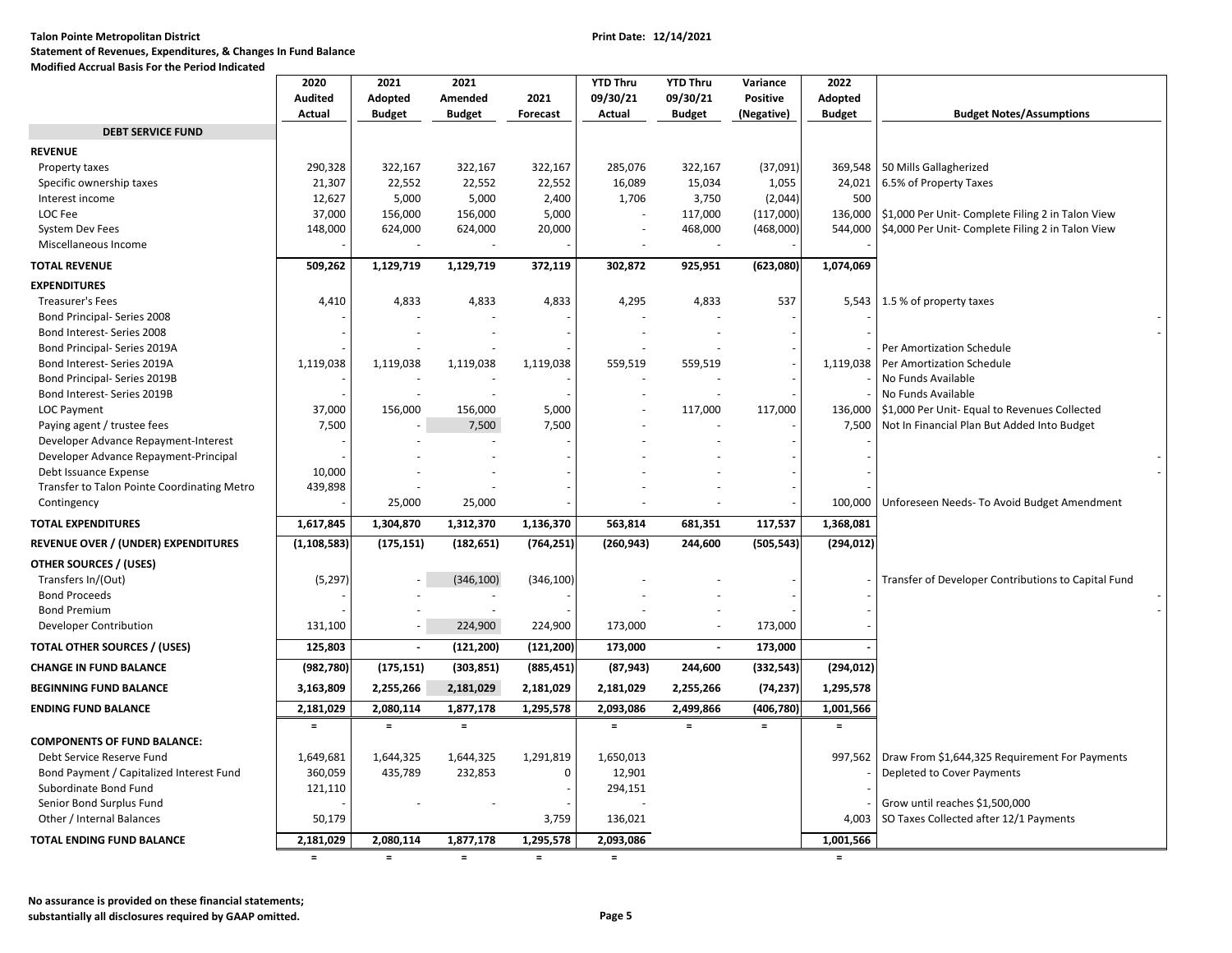**Talon Pointe Metropolitan District**

**Print Date: 12/14/2021**

**Statement of Revenues, Expenditures, & Changes In Fund Balance**

**Modified Accrual Basis For the Period Indicated**

| | 2020 Audited Actual | 2021 Adopted Budget | 2021 Amended Budget | 2021 Forecast | YTD Thru 09/30/21 Actual | YTD Thru 09/30/21 Budget | Variance Positive (Negative) | 2022 Adopted Budget | Budget Notes/Assumptions |
|---|---|---|---|---|---|---|---|---|---|
| **DEBT SERVICE FUND** | | | | | | | | | |
| **REVENUE** | | | | | | | | | |
| Property taxes | 290,328 | 322,167 | 322,167 | 322,167 | 285,076 | 322,167 | (37,091) | 369,548 | 50 Mills Gallagherized |
| Specific ownership taxes | 21,307 | 22,552 | 22,552 | 22,552 | 16,089 | 15,034 | 1,055 | 24,021 | 6.5% of Property Taxes |
| Interest income | 12,627 | 5,000 | 5,000 | 2,400 | 1,706 | 3,750 | (2,044) | 500 | |
| LOC Fee | 37,000 | 156,000 | 156,000 | 5,000 | - | 117,000 | (117,000) | 136,000 | $1,000 Per Unit- Complete Filing 2 in Talon View |
| System Dev Fees | 148,000 | 624,000 | 624,000 | 20,000 | - | 468,000 | (468,000) | 544,000 | $4,000 Per Unit- Complete Filing 2 in Talon View |
| Miscellaneous Income | - | - | - | - | - | - | - | - | |
| **TOTAL REVENUE** | **509,262** | **1,129,719** | **1,129,719** | **372,119** | **302,872** | **925,951** | **(623,080)** | **1,074,069** | |
| **EXPENDITURES** | | | | | | | | | |
| Treasurer's Fees | 4,410 | 4,833 | 4,833 | 4,833 | 4,295 | 4,833 | 537 | 5,543 | 1.5 % of property taxes |
| Bond Principal- Series 2008 | - | - | - | - | - | - | - | - | - |
| Bond Interest- Series 2008 | - | - | - | - | - | - | - | - | - |
| Bond Principal- Series 2019A | - | - | - | - | - | - | - | - | Per Amortization Schedule |
| Bond Interest- Series 2019A | 1,119,038 | 1,119,038 | 1,119,038 | 1,119,038 | 559,519 | 559,519 | - | 1,119,038 | Per Amortization Schedule |
| Bond Principal- Series 2019B | - | - | - | - | - | - | - | - | No Funds Available |
| Bond Interest- Series 2019B | - | - | - | - | - | - | - | - | No Funds Available |
| LOC Payment | 37,000 | 156,000 | 156,000 | 5,000 | - | 117,000 | 117,000 | 136,000 | $1,000 Per Unit- Equal to Revenues Collected |
| Paying agent / trustee fees | 7,500 | - | 7,500 | 7,500 | - | - | - | 7,500 | Not In Financial Plan But Added Into Budget |
| Developer Advance Repayment-Interest | - | - | - | - | - | - | - | - | |
| Developer Advance Repayment-Principal | - | - | - | - | - | - | - | - | - |
| Debt Issuance Expense | 10,000 | - | - | - | - | - | - | - | - |
| Transfer to Talon Pointe Coordinating Metro | 439,898 | - | - | - | - | - | - | - | |
| Contingency | - | 25,000 | 25,000 | - | - | - | - | 100,000 | Unforeseen Needs- To Avoid Budget Amendment |
| **TOTAL EXPENDITURES** | **1,617,845** | **1,304,870** | **1,312,370** | **1,136,370** | **563,814** | **681,351** | **117,537** | **1,368,081** | |
| **REVENUE OVER / (UNDER) EXPENDITURES** | **(1,108,583)** | **(175,151)** | **(182,651)** | **(764,251)** | **(260,943)** | **244,600** | **(505,543)** | **(294,012)** | |
| **OTHER SOURCES / (USES)** | | | | | | | | | |
| Transfers In/(Out) | (5,297) | - | (346,100) | (346,100) | - | - | - | - | Transfer of Developer Contributions to Capital Fund |
| Bond Proceeds | - | - | - | - | - | - | - | - | - |
| Bond Premium | - | - | - | - | - | - | - | - | - |
| Developer Contribution | 131,100 | - | 224,900 | 224,900 | 173,000 | - | 173,000 | - | |
| **TOTAL OTHER SOURCES / (USES)** | **125,803** | **-** | **(121,200)** | **(121,200)** | **173,000** | **-** | **173,000** | **-** | |
| **CHANGE IN FUND BALANCE** | **(982,780)** | **(175,151)** | **(303,851)** | **(885,451)** | **(87,943)** | **244,600** | **(332,543)** | **(294,012)** | |
| **BEGINNING FUND BALANCE** | **3,163,809** | **2,255,266** | **2,181,029** | **2,181,029** | **2,181,029** | **2,255,266** | **(74,237)** | **1,295,578** | |
| **ENDING FUND BALANCE** | **2,181,029** | **2,080,114** | **1,877,178** | **1,295,578** | **2,093,086** | **2,499,866** | **(406,780)** | **1,001,566** | |
| | = | = | = | | = | = | = | = | |
| **COMPONENTS OF FUND BALANCE:** | | | | | | | | | |
| Debt Service Reserve Fund | 1,649,681 | 1,644,325 | 1,644,325 | 1,291,819 | 1,650,013 | | | 997,562 | Draw From $1,644,325 Requirement For Payments |
| Bond Payment / Capitalized Interest Fund | 360,059 | 435,789 | 232,853 | 0 | 12,901 | | | - | Depleted to Cover Payments |
| Subordinate Bond Fund | 121,110 | | | - | 294,151 | | | - | |
| Senior Bond Surplus Fund | - | - | - | - | - | | | - | Grow until reaches $1,500,000 |
| Other / Internal Balances | 50,179 | | | 3,759 | 136,021 | | | 4,003 | SO Taxes Collected after 12/1 Payments |
| **TOTAL ENDING FUND BALANCE** | **2,181,029** | **2,080,114** | **1,877,178** | **1,295,578** | **2,093,086** | | | **1,001,566** | |
| | = | = | = | = | = | | | = | |

**No assurance is provided on these financial statements; substantially all disclosures required by GAAP omitted.**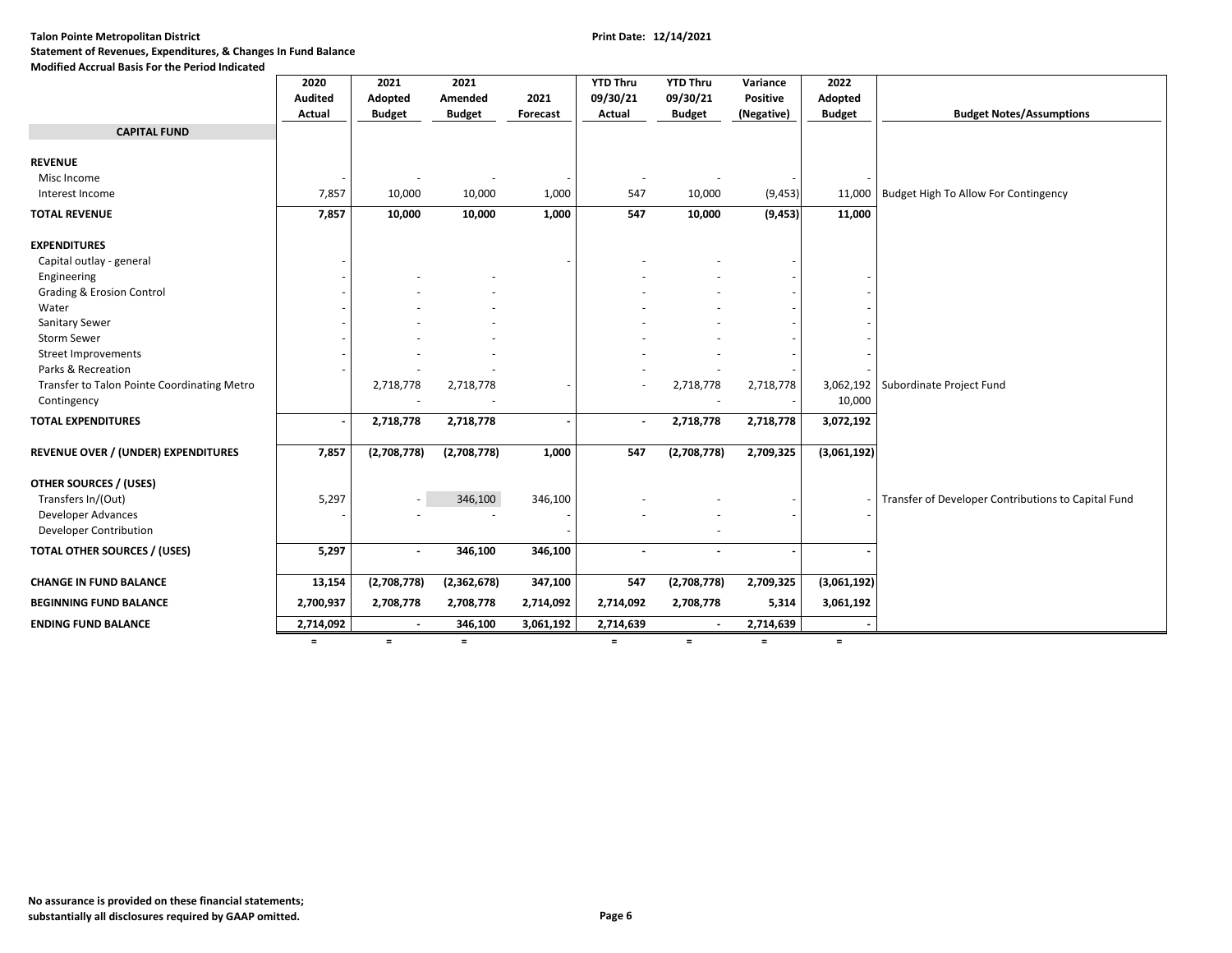**Talon Pointe Metropolitan District**
**Statement of Revenues, Expenditures, & Changes In Fund Balance**
**Modified Accrual Basis For the Period Indicated**

**Print Date: 12/14/2021**

| | 2020 Audited Actual | 2021 Adopted Budget | 2021 Amended Budget | 2021 Forecast | YTD Thru 09/30/21 Actual | YTD Thru 09/30/21 Budget | Variance Positive (Negative) | 2022 Adopted Budget | Budget Notes/Assumptions |
|---|---|---|---|---|---|---|---|---|---|
| **CAPITAL FUND** | | | | | | | | | |
| **REVENUE** | | | | | | | | | |
| Misc Income | - | - | - | - | - | - | - | - | |
| Interest Income | 7,857 | 10,000 | 10,000 | 1,000 | 547 | 10,000 | (9,453) | 11,000 | Budget High To Allow For Contingency |
| **TOTAL REVENUE** | **7,857** | **10,000** | **10,000** | **1,000** | **547** | **10,000** | **(9,453)** | **11,000** | |
| **EXPENDITURES** | | | | | | | | | |
| Capital outlay - general | - | | | - | - | - | - | | |
| Engineering | - | - | - | | - | - | - | - | |
| Grading & Erosion Control | - | - | - | | - | - | - | - | |
| Water | - | - | - | | - | - | - | - | |
| Sanitary Sewer | - | - | - | | - | - | - | - | |
| Storm Sewer | - | - | - | | - | - | - | - | |
| Street Improvements | - | - | - | | - | - | - | - | |
| Parks & Recreation | - | - | - | | - | - | - | - | |
| Transfer to Talon Pointe Coordinating Metro | | 2,718,778 | 2,718,778 | - | - | 2,718,778 | 2,718,778 | 3,062,192 | Subordinate Project Fund |
| Contingency | | - | - | | | - | - | 10,000 | |
| **TOTAL EXPENDITURES** | **-** | **2,718,778** | **2,718,778** | **-** | **-** | **2,718,778** | **2,718,778** | **3,072,192** | |
| **REVENUE OVER / (UNDER) EXPENDITURES** | **7,857** | **(2,708,778)** | **(2,708,778)** | **1,000** | **547** | **(2,708,778)** | **2,709,325** | **(3,061,192)** | |
| **OTHER SOURCES / (USES)** | | | | | | | | | |
| Transfers In/(Out) | 5,297 | - | 346,100 | 346,100 | - | - | - | - | Transfer of Developer Contributions to Capital Fund |
| Developer Advances | - | - | - | - | - | - | - | - | |
| Developer Contribution | | | | - | | - | | | |
| **TOTAL OTHER SOURCES / (USES)** | **5,297** | **-** | **346,100** | **346,100** | **-** | **-** | **-** | **-** | |
| **CHANGE IN FUND BALANCE** | **13,154** | **(2,708,778)** | **(2,362,678)** | **347,100** | **547** | **(2,708,778)** | **2,709,325** | **(3,061,192)** | |
| **BEGINNING FUND BALANCE** | **2,700,937** | **2,708,778** | **2,708,778** | **2,714,092** | **2,714,092** | **2,708,778** | **5,314** | **3,061,192** | |
| **ENDING FUND BALANCE** | **2,714,092** | **-** | **346,100** | **3,061,192** | **2,714,639** | **-** | **2,714,639** | **-** | |
| | = | = | = | | = | = | = | = | |

**No assurance is provided on these financial statements; substantially all disclosures required by GAAP omitted.**